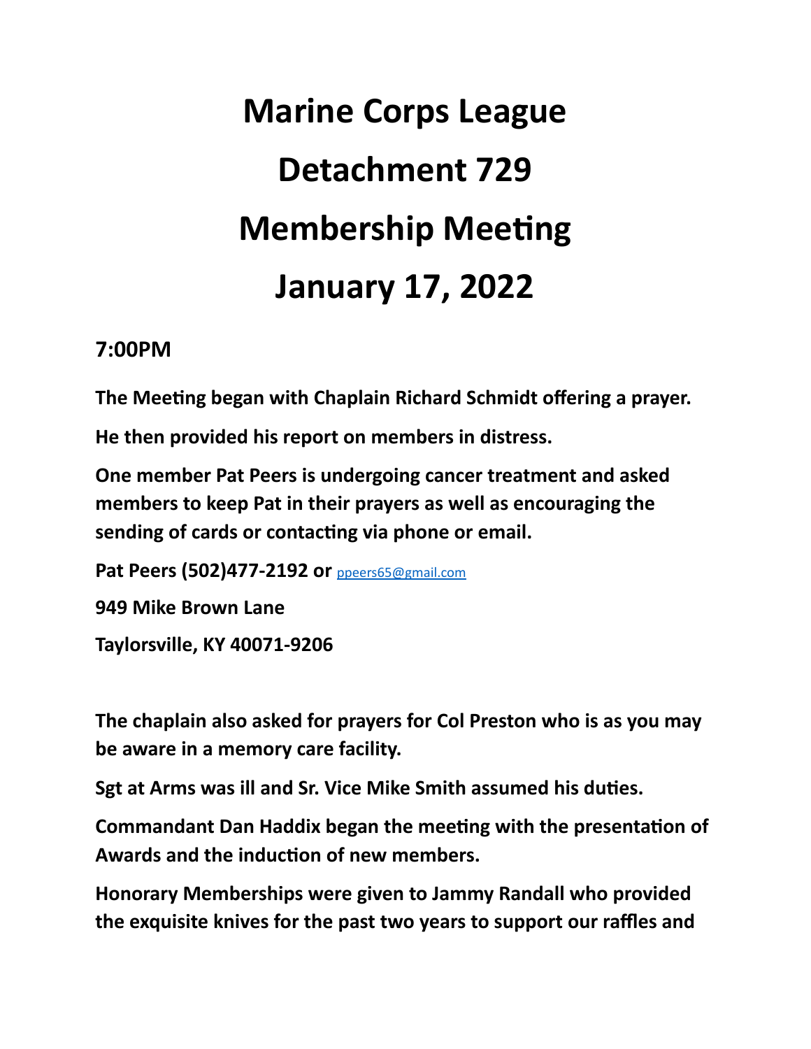# Marine Corps League

# Detachment 729

# Membership Meeting

# January 17, 2022

**7:00PM**

**The Meeting began with Chaplain Richard Schmidt offering a prayer.**

**He then provided his report on members in distress.**

**One member Pat Peers is undergoing cancer treatment and asked members to keep Pat in their prayers as well as encouraging the sending of cards or contacting via phone or email.**

**Pat Peers (502)477-2192 or** ppeers65@gmail.com

**949 Mike Brown Lane**

**Taylorsville, KY 40071-9206**

**The chaplain also asked for prayers for Col Preston who is as you may be aware in a memory care facility.**

**Sgt at Arms was ill and Sr. Vice Mike Smith assumed his duties.**

**Commandant Dan Haddix began the meeting with the presentation of Awards and the induction of new members.**

**Honorary Memberships were given to Jammy Randall who provided the exquisite knives for the past two years to support our raffles and**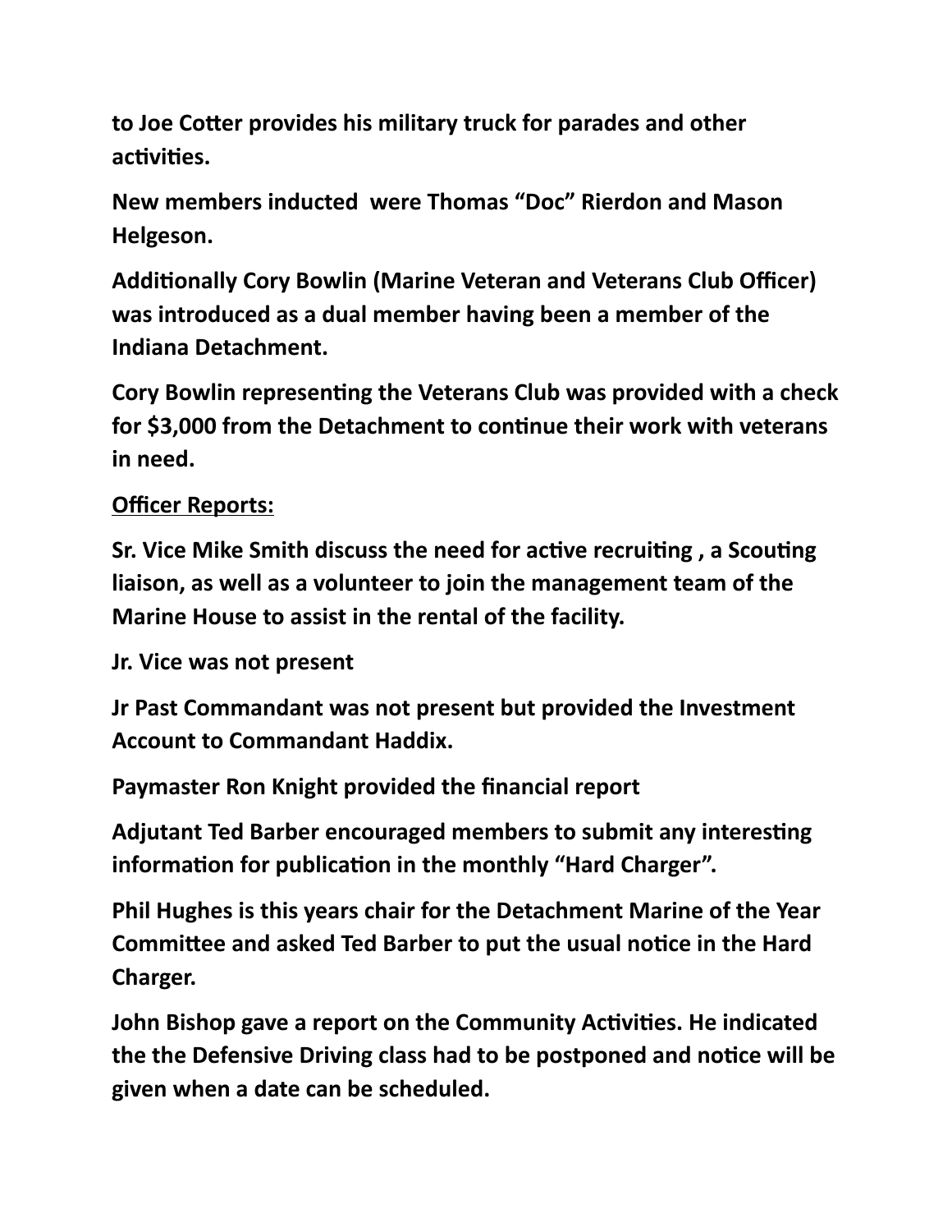**to Joe Cotter provides his military truck for parades and other activities.**

**New members inducted  were Thomas “Doc” Rierdon and Mason Helgeson.**

**Additionally Cory Bowlin (Marine Veteran and Veterans Club Officer) was introduced as a dual member having been a member of the Indiana Detachment.**

**Cory Bowlin representing the Veterans Club was provided with a check for $3,000 from the Detachment to continue their work with veterans in need.**

**<u>Officer Reports:</u>**

**Sr. Vice Mike Smith discuss the need for active recruiting , a Scouting liaison, as well as a volunteer to join the management team of the Marine House to assist in the rental of the facility.**

**Jr. Vice was not present**

**Jr Past Commandant was not present but provided the Investment Account to Commandant Haddix.**

**Paymaster Ron Knight provided the financial report**

**Adjutant Ted Barber encouraged members to submit any interesting information for publication in the monthly “Hard Charger”.**

**Phil Hughes is this years chair for the Detachment Marine of the Year Committee and asked Ted Barber to put the usual notice in the Hard Charger.**

**John Bishop gave a report on the Community Activities. He indicated the the Defensive Driving class had to be postponed and notice will be given when a date can be scheduled.**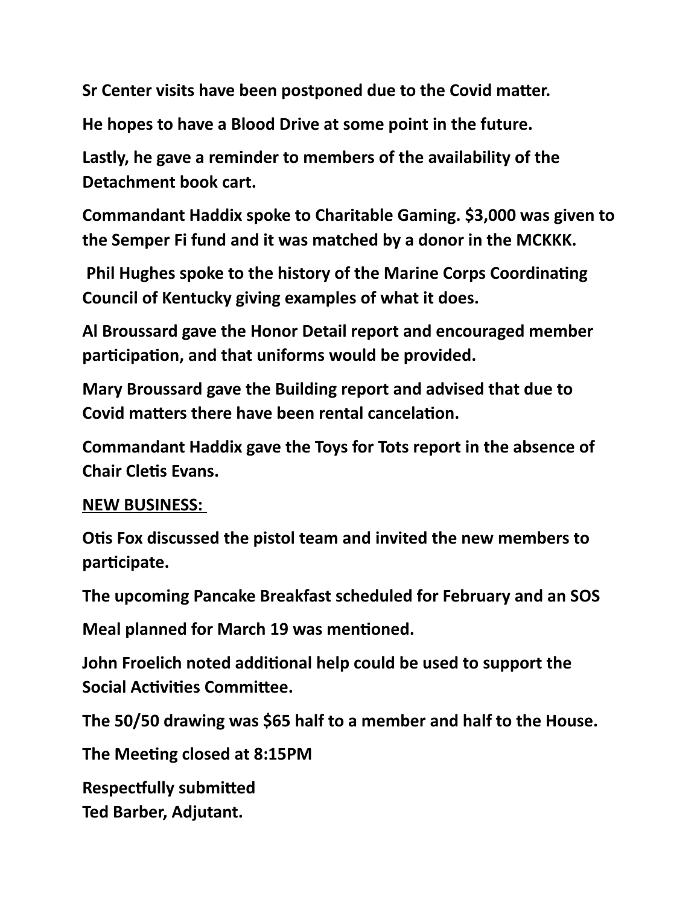**Sr Center visits have been postponed due to the Covid matter.**

**He hopes to have a Blood Drive at some point in the future.**

**Lastly, he gave a reminder to members of the availability of the Detachment book cart.**

**Commandant Haddix spoke to Charitable Gaming. $3,000 was given to the Semper Fi fund and it was matched by a donor in the MCKKK.**

**Phil Hughes spoke to the history of the Marine Corps Coordinating Council of Kentucky giving examples of what it does.**

**Al Broussard gave the Honor Detail report and encouraged member participation, and that uniforms would be provided.**

**Mary Broussard gave the Building report and advised that due to Covid matters there have been rental cancelation.**

**Commandant Haddix gave the Toys for Tots report in the absence of Chair Cletis Evans.**

**<u>NEW BUSINESS:</u>**

**Otis Fox discussed the pistol team and invited the new members to participate.**

**The upcoming Pancake Breakfast scheduled for February and an SOS**

**Meal planned for March 19 was mentioned.**

**John Froelich noted additional help could be used to support the Social Activities Committee.**

**The 50/50 drawing was $65 half to a member and half to the House.**

**The Meeting closed at 8:15PM**

**Respectfully submitted**
**Ted Barber, Adjutant.**